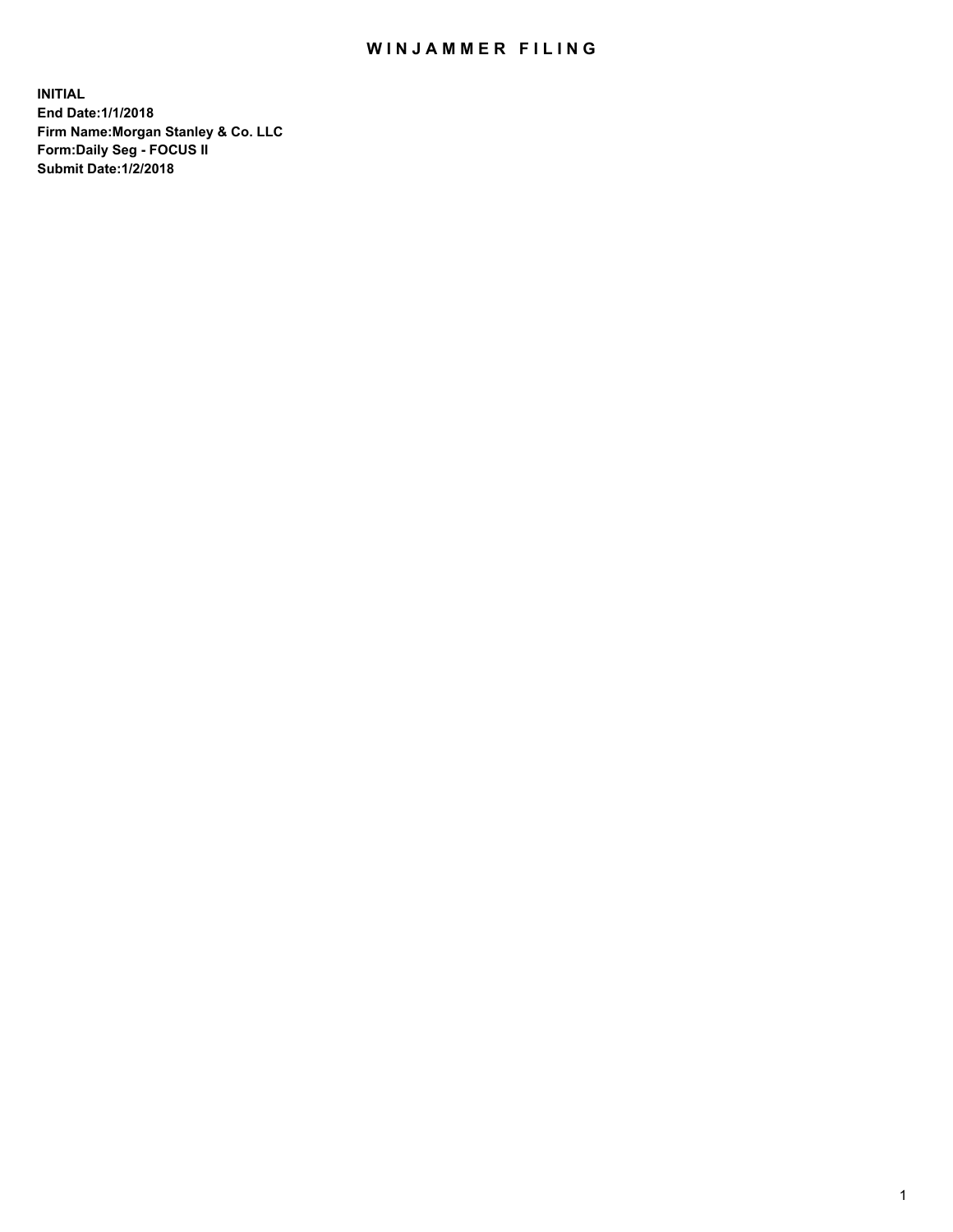# WINJAMMER FILING

**INITIAL**
**End Date:1/1/2018**
**Firm Name:Morgan Stanley & Co. LLC**
**Form:Daily Seg - FOCUS II**
**Submit Date:1/2/2018**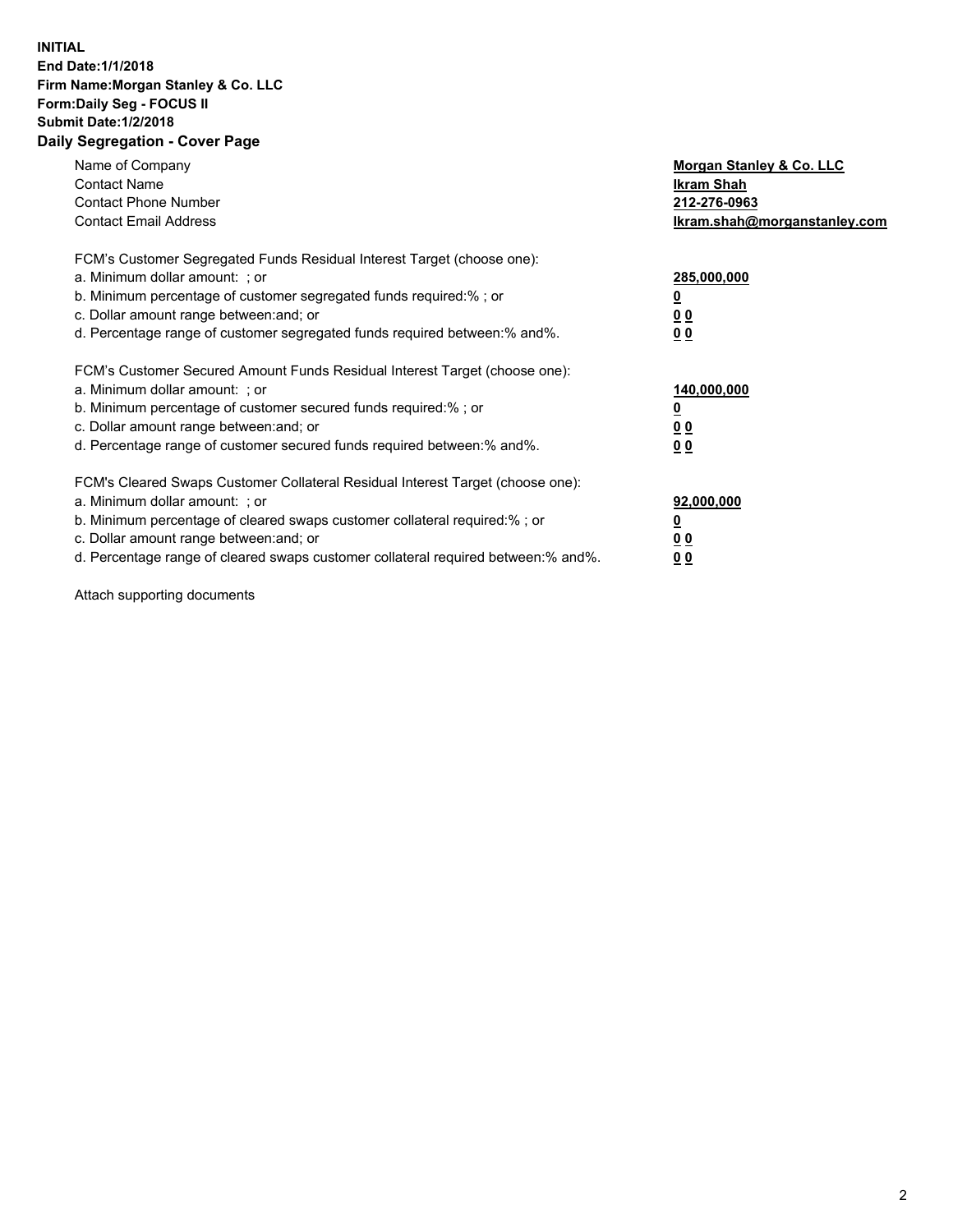**INITIAL**
**End Date:1/1/2018**
**Firm Name:Morgan Stanley & Co. LLC**
**Form:Daily Seg - FOCUS II**
**Submit Date:1/2/2018**

## Daily Segregation - Cover Page

| | |
|---|---|
| Name of Company | **Morgan Stanley & Co. LLC** |
| Contact Name | **Ikram Shah** |
| Contact Phone Number | **212-276-0963** |
| Contact Email Address | **Ikram.shah@morganstanley.com** |

| | |
|---|---|
| FCM's Customer Segregated Funds Residual Interest Target (choose one): | |
| a. Minimum dollar amount: ; or | **285,000,000** |
| b. Minimum percentage of customer segregated funds required:% ; or | **0** |
| c. Dollar amount range between:and; or | **0 0** |
| d. Percentage range of customer segregated funds required between:% and%. | **0 0** |

| | |
|---|---|
| FCM's Customer Secured Amount Funds Residual Interest Target (choose one): | |
| a. Minimum dollar amount: ; or | **140,000,000** |
| b. Minimum percentage of customer secured funds required:% ; or | **0** |
| c. Dollar amount range between:and; or | **0 0** |
| d. Percentage range of customer secured funds required between:% and%. | **0 0** |

| | |
|---|---|
| FCM's Cleared Swaps Customer Collateral Residual Interest Target (choose one): | |
| a. Minimum dollar amount: ; or | **92,000,000** |
| b. Minimum percentage of cleared swaps customer collateral required:% ; or | **0** |
| c. Dollar amount range between:and; or | **0 0** |
| d. Percentage range of cleared swaps customer collateral required between:% and%. | **0 0** |

Attach supporting documents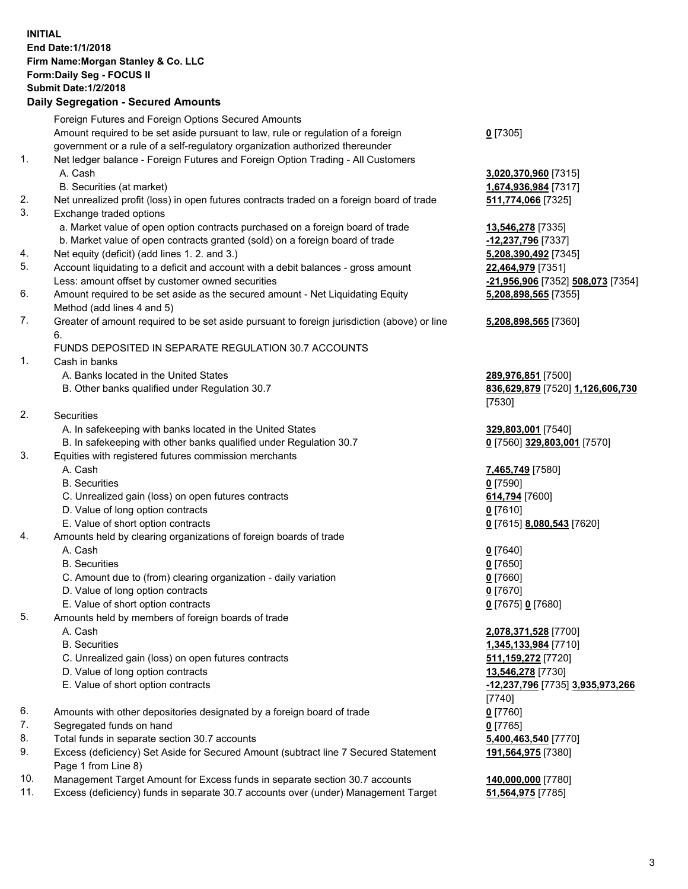**INITIAL**
**End Date:1/1/2018**
**Firm Name:Morgan Stanley & Co. LLC**
**Form:Daily Seg - FOCUS II**
**Submit Date:1/2/2018**

## Daily Segregation - Secured Amounts

| | | |
|---|---|---|
| | Foreign Futures and Foreign Options Secured Amounts | |
| | Amount required to be set aside pursuant to law, rule or regulation of a foreign government or a rule of a self-regulatory organization authorized thereunder | **0** [7305] |
| 1. | Net ledger balance - Foreign Futures and Foreign Option Trading - All Customers | |
| | A. Cash | **3,020,370,960** [7315] |
| | B. Securities (at market) | **1,674,936,984** [7317] |
| 2. | Net unrealized profit (loss) in open futures contracts traded on a foreign board of trade | **511,774,066** [7325] |
| 3. | Exchange traded options | |
| | a. Market value of open option contracts purchased on a foreign board of trade | **13,546,278** [7335] |
| | b. Market value of open contracts granted (sold) on a foreign board of trade | **-12,237,796** [7337] |
| 4. | Net equity (deficit) (add lines 1. 2. and 3.) | **5,208,390,492** [7345] |
| 5. | Account liquidating to a deficit and account with a debit balances - gross amount | **22,464,979** [7351] |
| | Less: amount offset by customer owned securities | **-21,956,906** [7352] **508,073** [7354] |
| 6. | Amount required to be set aside as the secured amount - Net Liquidating Equity Method (add lines 4 and 5) | **5,208,898,565** [7355] |
| 7. | Greater of amount required to be set aside pursuant to foreign jurisdiction (above) or line 6. | **5,208,898,565** [7360] |
| | FUNDS DEPOSITED IN SEPARATE REGULATION 30.7 ACCOUNTS | |
| 1. | Cash in banks | |
| | A. Banks located in the United States | **289,976,851** [7500] |
| | B. Other banks qualified under Regulation 30.7 | **836,629,879** [7520] **1,126,606,730** [7530] |
| 2. | Securities | |
| | A. In safekeeping with banks located in the United States | **329,803,001** [7540] |
| | B. In safekeeping with other banks qualified under Regulation 30.7 | **0** [7560] **329,803,001** [7570] |
| 3. | Equities with registered futures commission merchants | |
| | A. Cash | **7,465,749** [7580] |
| | B. Securities | **0** [7590] |
| | C. Unrealized gain (loss) on open futures contracts | **614,794** [7600] |
| | D. Value of long option contracts | **0** [7610] |
| | E. Value of short option contracts | **0** [7615] **8,080,543** [7620] |
| 4. | Amounts held by clearing organizations of foreign boards of trade | |
| | A. Cash | **0** [7640] |
| | B. Securities | **0** [7650] |
| | C. Amount due to (from) clearing organization - daily variation | **0** [7660] |
| | D. Value of long option contracts | **0** [7670] |
| | E. Value of short option contracts | **0** [7675] **0** [7680] |
| 5. | Amounts held by members of foreign boards of trade | |
| | A. Cash | **2,078,371,528** [7700] |
| | B. Securities | **1,345,133,984** [7710] |
| | C. Unrealized gain (loss) on open futures contracts | **511,159,272** [7720] |
| | D. Value of long option contracts | **13,546,278** [7730] |
| | E. Value of short option contracts | **-12,237,796** [7735] **3,935,973,266** [7740] |
| 6. | Amounts with other depositories designated by a foreign board of trade | **0** [7760] |
| 7. | Segregated funds on hand | **0** [7765] |
| 8. | Total funds in separate section 30.7 accounts | **5,400,463,540** [7770] |
| 9. | Excess (deficiency) Set Aside for Secured Amount (subtract line 7 Secured Statement Page 1 from Line 8) | **191,564,975** [7380] |
| 10. | Management Target Amount for Excess funds in separate section 30.7 accounts | **140,000,000** [7780] |
| 11. | Excess (deficiency) funds in separate 30.7 accounts over (under) Management Target | **51,564,975** [7785] |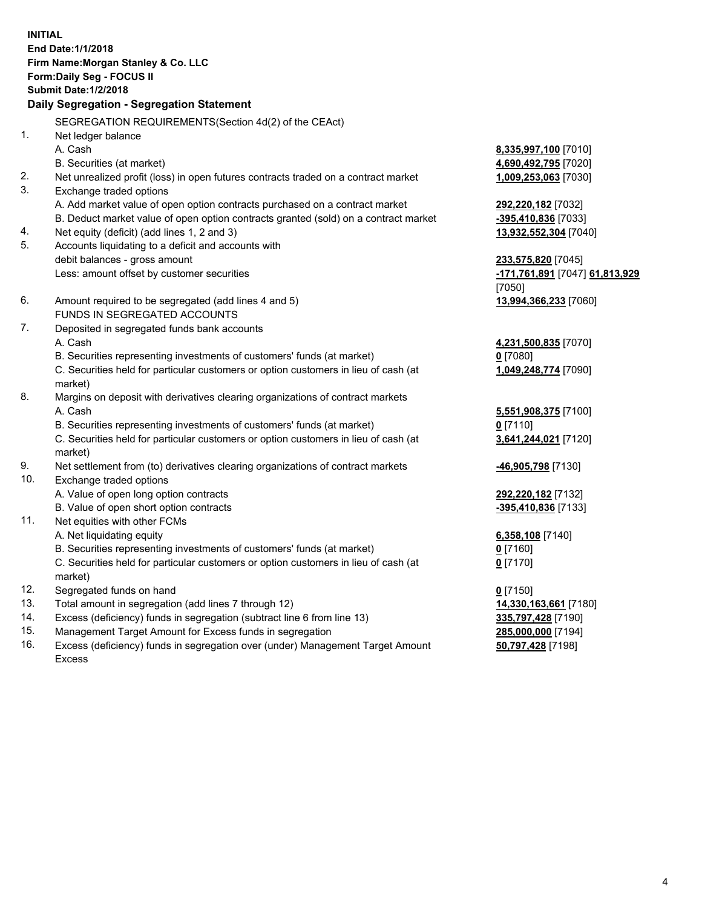**INITIAL**
**End Date:1/1/2018**
**Firm Name:Morgan Stanley & Co. LLC**
**Form:Daily Seg - FOCUS II**
**Submit Date:1/2/2018**

## Daily Segregation - Segregation Statement

SEGREGATION REQUIREMENTS(Section 4d(2) of the CEAct)

| | | |
|---|---|---|
| 1. | Net ledger balance | |
| | A. Cash | **8,335,997,100** [7010] |
| | B. Securities (at market) | **4,690,492,795** [7020] |
| 2. | Net unrealized profit (loss) in open futures contracts traded on a contract market | **1,009,253,063** [7030] |
| 3. | Exchange traded options | |
| | A. Add market value of open option contracts purchased on a contract market | **292,220,182** [7032] |
| | B. Deduct market value of open option contracts granted (sold) on a contract market | **-395,410,836** [7033] |
| 4. | Net equity (deficit) (add lines 1, 2 and 3) | **13,932,552,304** [7040] |
| 5. | Accounts liquidating to a deficit and accounts with debit balances - gross amount | **233,575,820** [7045] |
| | Less: amount offset by customer securities | **-171,761,891** [7047] **61,813,929** [7050] |
| 6. | Amount required to be segregated (add lines 4 and 5) | **13,994,366,233** [7060] |
| | FUNDS IN SEGREGATED ACCOUNTS | |
| 7. | Deposited in segregated funds bank accounts | |
| | A. Cash | **4,231,500,835** [7070] |
| | B. Securities representing investments of customers' funds (at market) | **0** [7080] |
| | C. Securities held for particular customers or option customers in lieu of cash (at market) | **1,049,248,774** [7090] |
| 8. | Margins on deposit with derivatives clearing organizations of contract markets | |
| | A. Cash | **5,551,908,375** [7100] |
| | B. Securities representing investments of customers' funds (at market) | **0** [7110] |
| | C. Securities held for particular customers or option customers in lieu of cash (at market) | **3,641,244,021** [7120] |
| 9. | Net settlement from (to) derivatives clearing organizations of contract markets | **-46,905,798** [7130] |
| 10. | Exchange traded options | |
| | A. Value of open long option contracts | **292,220,182** [7132] |
| | B. Value of open short option contracts | **-395,410,836** [7133] |
| 11. | Net equities with other FCMs | |
| | A. Net liquidating equity | **6,358,108** [7140] |
| | B. Securities representing investments of customers' funds (at market) | **0** [7160] |
| | C. Securities held for particular customers or option customers in lieu of cash (at market) | **0** [7170] |
| 12. | Segregated funds on hand | **0** [7150] |
| 13. | Total amount in segregation (add lines 7 through 12) | **14,330,163,661** [7180] |
| 14. | Excess (deficiency) funds in segregation (subtract line 6 from line 13) | **335,797,428** [7190] |
| 15. | Management Target Amount for Excess funds in segregation | **285,000,000** [7194] |
| 16. | Excess (deficiency) funds in segregation over (under) Management Target Amount Excess | **50,797,428** [7198] |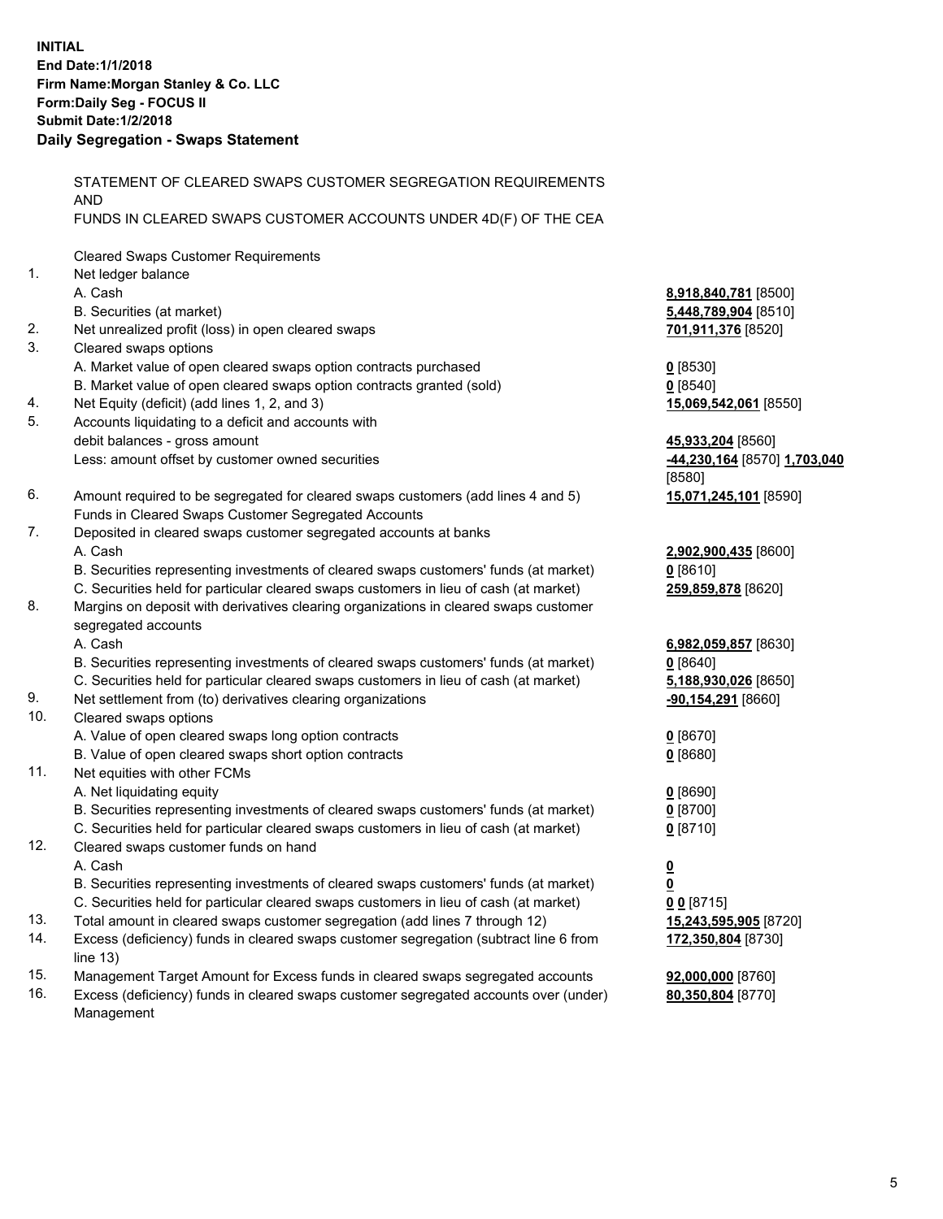**INITIAL**
**End Date:1/1/2018**
**Firm Name:Morgan Stanley & Co. LLC**
**Form:Daily Seg - FOCUS II**
**Submit Date:1/2/2018**
**Daily Segregation - Swaps Statement**

STATEMENT OF CLEARED SWAPS CUSTOMER SEGREGATION REQUIREMENTS AND FUNDS IN CLEARED SWAPS CUSTOMER ACCOUNTS UNDER 4D(F) OF THE CEA

Cleared Swaps Customer Requirements

1. Net ledger balance
   A. Cash **8,918,840,781** [8500]
   B. Securities (at market) **5,448,789,904** [8510]
2. Net unrealized profit (loss) in open cleared swaps **701,911,376** [8520]
3. Cleared swaps options
   A. Market value of open cleared swaps option contracts purchased **0** [8530]
   B. Market value of open cleared swaps option contracts granted (sold) **0** [8540]
4. Net Equity (deficit) (add lines 1, 2, and 3) **15,069,542,061** [8550]
5. Accounts liquidating to a deficit and accounts with debit balances - gross amount **45,933,204** [8560]
   Less: amount offset by customer owned securities **-44,230,164** [8570] **1,703,040** [8580]
6. Amount required to be segregated for cleared swaps customers (add lines 4 and 5) **15,071,245,101** [8590]

Funds in Cleared Swaps Customer Segregated Accounts

7. Deposited in cleared swaps customer segregated accounts at banks
   A. Cash **2,902,900,435** [8600]
   B. Securities representing investments of cleared swaps customers' funds (at market) **0** [8610]
   C. Securities held for particular cleared swaps customers in lieu of cash (at market) **259,859,878** [8620]
8. Margins on deposit with derivatives clearing organizations in cleared swaps customer segregated accounts
   A. Cash **6,982,059,857** [8630]
   B. Securities representing investments of cleared swaps customers' funds (at market) **0** [8640]
   C. Securities held for particular cleared swaps customers in lieu of cash (at market) **5,188,930,026** [8650]
9. Net settlement from (to) derivatives clearing organizations **-90,154,291** [8660]
10. Cleared swaps options
    A. Value of open cleared swaps long option contracts **0** [8670]
    B. Value of open cleared swaps short option contracts **0** [8680]
11. Net equities with other FCMs
    A. Net liquidating equity **0** [8690]
    B. Securities representing investments of cleared swaps customers' funds (at market) **0** [8700]
    C. Securities held for particular cleared swaps customers in lieu of cash (at market) **0** [8710]
12. Cleared swaps customer funds on hand
    A. Cash **0**
    B. Securities representing investments of cleared swaps customers' funds (at market) **0**
    C. Securities held for particular cleared swaps customers in lieu of cash (at market) **0** **0** [8715]
13. Total amount in cleared swaps customer segregation (add lines 7 through 12) **15,243,595,905** [8720]
14. Excess (deficiency) funds in cleared swaps customer segregation (subtract line 6 from line 13) **172,350,804** [8730]
15. Management Target Amount for Excess funds in cleared swaps segregated accounts **92,000,000** [8760]
16. Excess (deficiency) funds in cleared swaps customer segregated accounts over (under) Management **80,350,804** [8770]